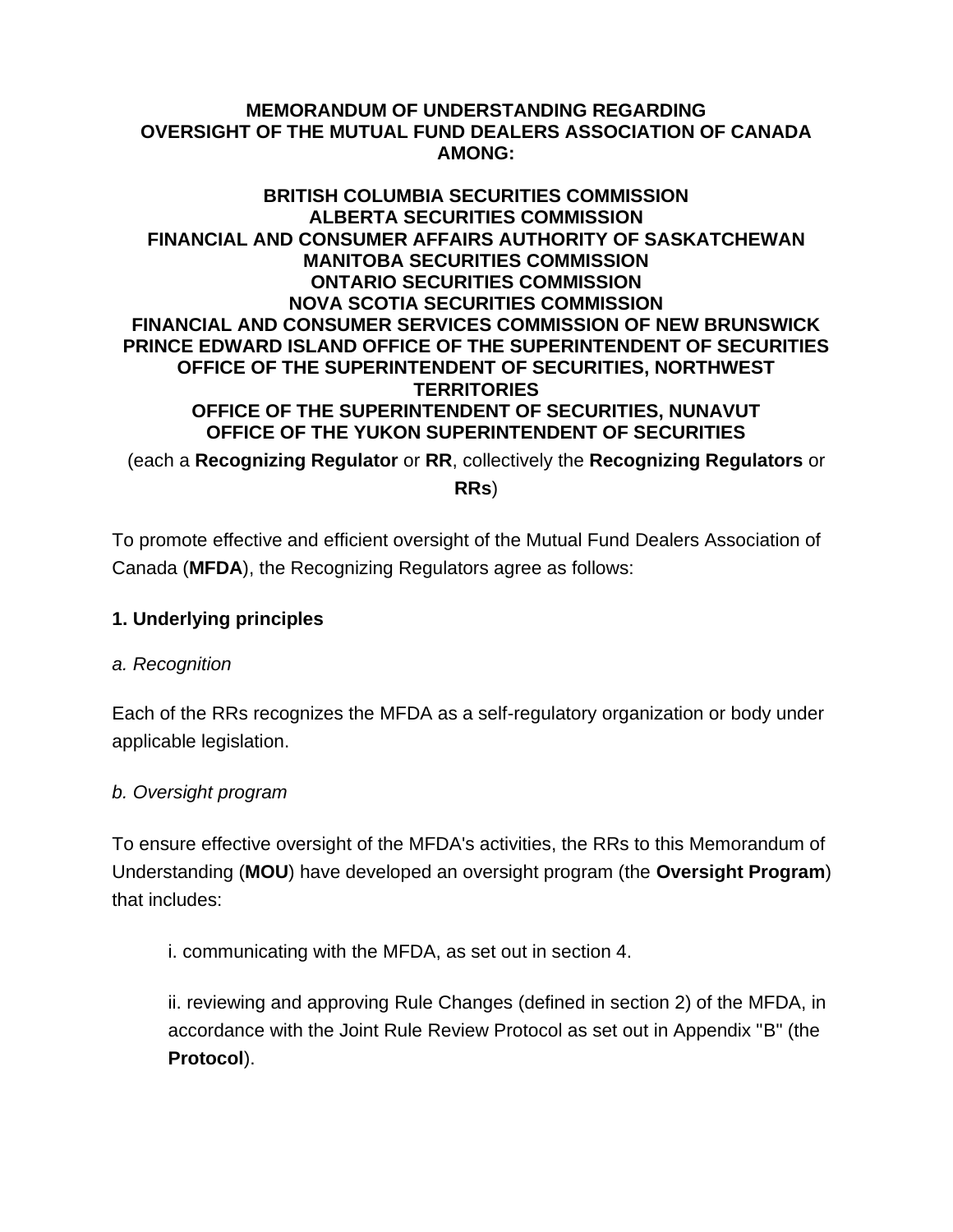**MEMORANDUM OF UNDERSTANDING REGARDING OVERSIGHT OF THE MUTUAL FUND DEALERS ASSOCIATION OF CANADA AMONG:**

**BRITISH COLUMBIA SECURITIES COMMISSION**
**ALBERTA SECURITIES COMMISSION**
**FINANCIAL AND CONSUMER AFFAIRS AUTHORITY OF SASKATCHEWAN**
**MANITOBA SECURITIES COMMISSION**
**ONTARIO SECURITIES COMMISSION**
**NOVA SCOTIA SECURITIES COMMISSION**
**FINANCIAL AND CONSUMER SERVICES COMMISSION OF NEW BRUNSWICK**
**PRINCE EDWARD ISLAND OFFICE OF THE SUPERINTENDENT OF SECURITIES**
**OFFICE OF THE SUPERINTENDENT OF SECURITIES, NORTHWEST TERRITORIES**
**OFFICE OF THE SUPERINTENDENT OF SECURITIES, NUNAVUT**
**OFFICE OF THE YUKON SUPERINTENDENT OF SECURITIES**

(each a **Recognizing Regulator** or **RR**, collectively the **Recognizing Regulators** or **RRs**)

To promote effective and efficient oversight of the Mutual Fund Dealers Association of Canada (**MFDA**), the Recognizing Regulators agree as follows:

## 1. Underlying principles

*a. Recognition*

Each of the RRs recognizes the MFDA as a self-regulatory organization or body under applicable legislation.

*b. Oversight program*

To ensure effective oversight of the MFDA's activities, the RRs to this Memorandum of Understanding (**MOU**) have developed an oversight program (the **Oversight Program**) that includes:

i. communicating with the MFDA, as set out in section 4.

ii. reviewing and approving Rule Changes (defined in section 2) of the MFDA, in accordance with the Joint Rule Review Protocol as set out in Appendix "B" (the **Protocol**).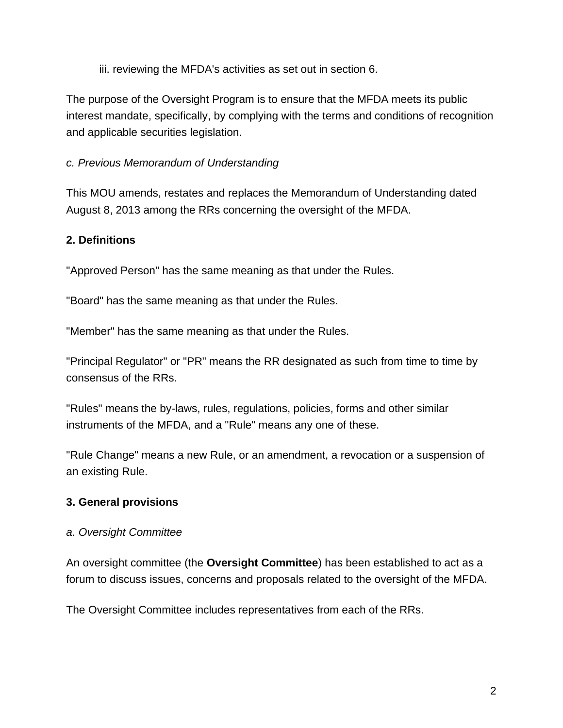iii. reviewing the MFDA's activities as set out in section 6.

The purpose of the Oversight Program is to ensure that the MFDA meets its public interest mandate, specifically, by complying with the terms and conditions of recognition and applicable securities legislation.

*c. Previous Memorandum of Understanding*

This MOU amends, restates and replaces the Memorandum of Understanding dated August 8, 2013 among the RRs concerning the oversight of the MFDA.

## 2. Definitions

"Approved Person" has the same meaning as that under the Rules.

"Board" has the same meaning as that under the Rules.

"Member" has the same meaning as that under the Rules.

"Principal Regulator" or "PR" means the RR designated as such from time to time by consensus of the RRs.

"Rules" means the by-laws, rules, regulations, policies, forms and other similar instruments of the MFDA, and a "Rule" means any one of these.

"Rule Change" means a new Rule, or an amendment, a revocation or a suspension of an existing Rule.

## 3. General provisions

*a. Oversight Committee*

An oversight committee (the **Oversight Committee**) has been established to act as a forum to discuss issues, concerns and proposals related to the oversight of the MFDA.

The Oversight Committee includes representatives from each of the RRs.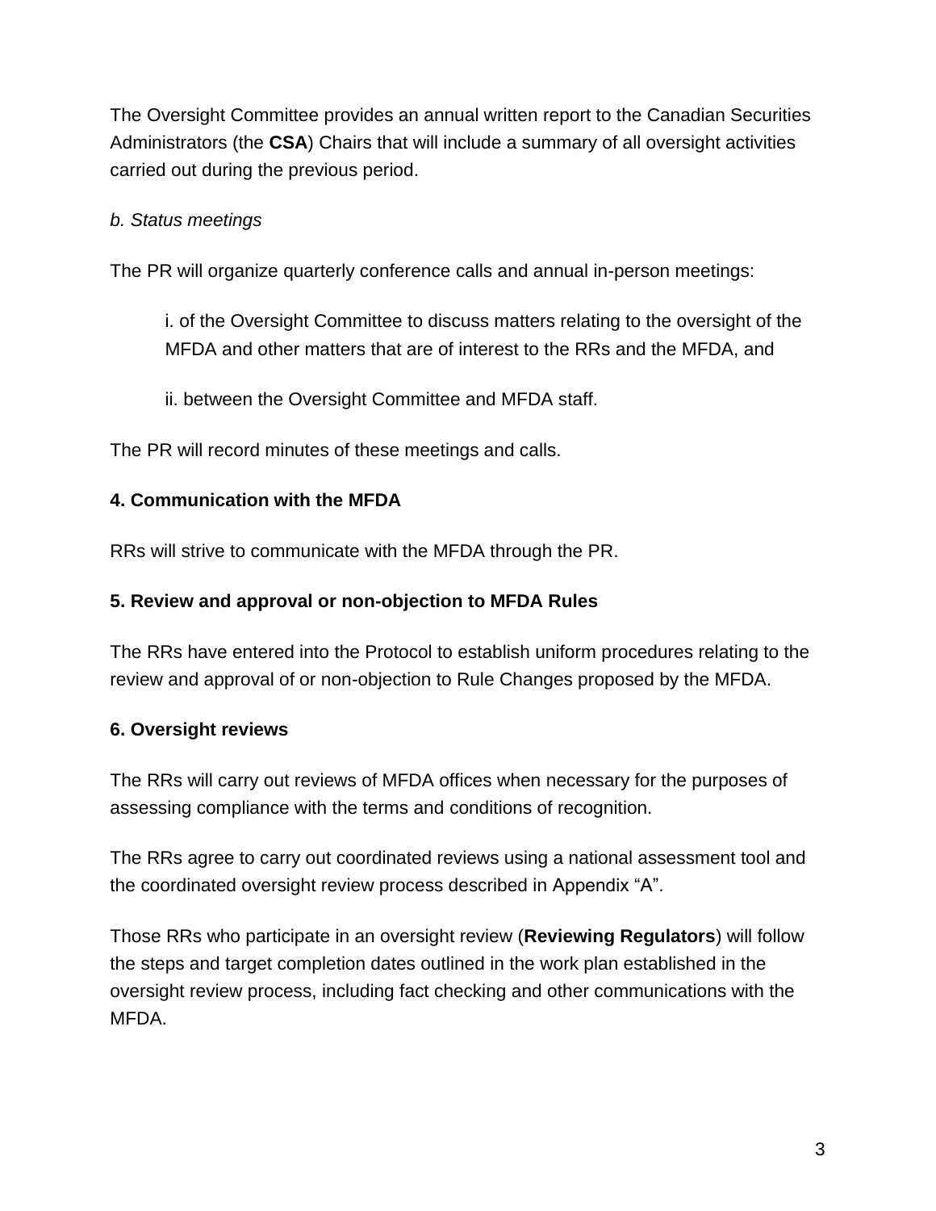The Oversight Committee provides an annual written report to the Canadian Securities Administrators (the **CSA**) Chairs that will include a summary of all oversight activities carried out during the previous period.

*b. Status meetings*

The PR will organize quarterly conference calls and annual in-person meetings:

> i. of the Oversight Committee to discuss matters relating to the oversight of the MFDA and other matters that are of interest to the RRs and the MFDA, and
>
> ii. between the Oversight Committee and MFDA staff.

The PR will record minutes of these meetings and calls.

### 4. Communication with the MFDA

RRs will strive to communicate with the MFDA through the PR.

### 5. Review and approval or non-objection to MFDA Rules

The RRs have entered into the Protocol to establish uniform procedures relating to the review and approval of or non-objection to Rule Changes proposed by the MFDA.

### 6. Oversight reviews

The RRs will carry out reviews of MFDA offices when necessary for the purposes of assessing compliance with the terms and conditions of recognition.

The RRs agree to carry out coordinated reviews using a national assessment tool and the coordinated oversight review process described in Appendix "A".

Those RRs who participate in an oversight review (**Reviewing Regulators**) will follow the steps and target completion dates outlined in the work plan established in the oversight review process, including fact checking and other communications with the MFDA.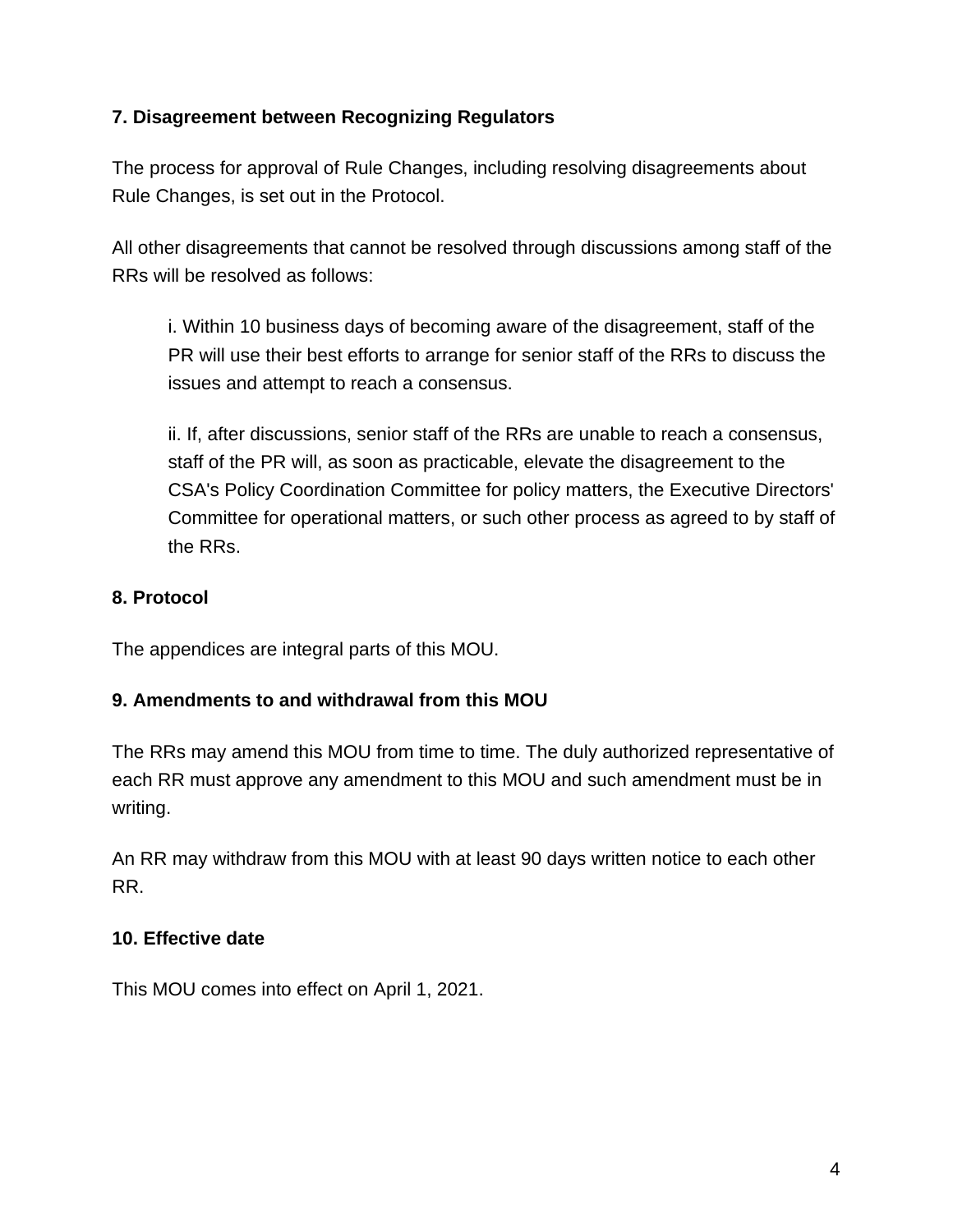### 7. Disagreement between Recognizing Regulators

The process for approval of Rule Changes, including resolving disagreements about Rule Changes, is set out in the Protocol.

All other disagreements that cannot be resolved through discussions among staff of the RRs will be resolved as follows:

> i. Within 10 business days of becoming aware of the disagreement, staff of the PR will use their best efforts to arrange for senior staff of the RRs to discuss the issues and attempt to reach a consensus.
>
> ii. If, after discussions, senior staff of the RRs are unable to reach a consensus, staff of the PR will, as soon as practicable, elevate the disagreement to the CSA's Policy Coordination Committee for policy matters, the Executive Directors' Committee for operational matters, or such other process as agreed to by staff of the RRs.

### 8. Protocol

The appendices are integral parts of this MOU.

### 9. Amendments to and withdrawal from this MOU

The RRs may amend this MOU from time to time. The duly authorized representative of each RR must approve any amendment to this MOU and such amendment must be in writing.

An RR may withdraw from this MOU with at least 90 days written notice to each other RR.

### 10. Effective date

This MOU comes into effect on April 1, 2021.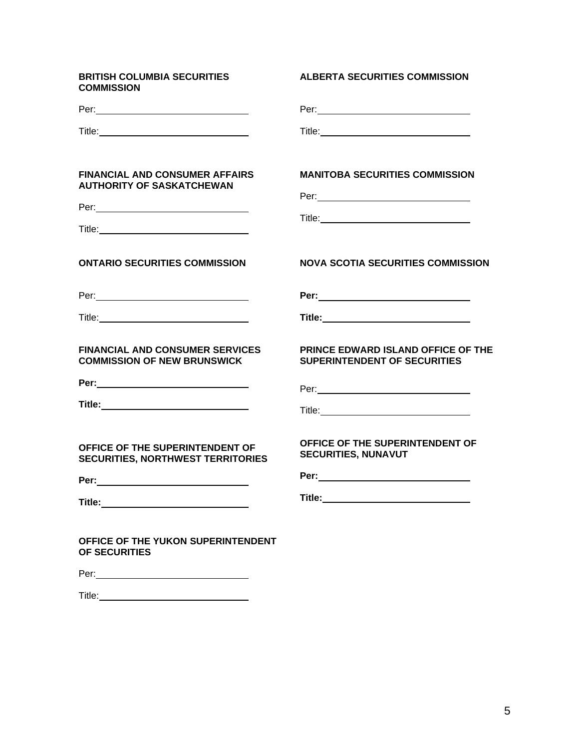**BRITISH COLUMBIA SECURITIES COMMISSION**

Per:\_\_\_\_\_\_\_\_\_\_\_\_\_\_\_\_\_\_\_\_\_\_\_\_\_\_\_\_

Title:\_\_\_\_\_\_\_\_\_\_\_\_\_\_\_\_\_\_\_\_\_\_\_\_\_\_\_\_

**ALBERTA SECURITIES COMMISSION**

Per:\_\_\_\_\_\_\_\_\_\_\_\_\_\_\_\_\_\_\_\_\_\_\_\_\_\_\_\_

Title:\_\_\_\_\_\_\_\_\_\_\_\_\_\_\_\_\_\_\_\_\_\_\_\_\_\_\_\_

**FINANCIAL AND CONSUMER AFFAIRS AUTHORITY OF SASKATCHEWAN**

Per:\_\_\_\_\_\_\_\_\_\_\_\_\_\_\_\_\_\_\_\_\_\_\_\_\_\_\_\_

Title:\_\_\_\_\_\_\_\_\_\_\_\_\_\_\_\_\_\_\_\_\_\_\_\_\_\_\_\_

**MANITOBA SECURITIES COMMISSION**

Per:\_\_\_\_\_\_\_\_\_\_\_\_\_\_\_\_\_\_\_\_\_\_\_\_\_\_\_\_

Title:\_\_\_\_\_\_\_\_\_\_\_\_\_\_\_\_\_\_\_\_\_\_\_\_\_\_\_\_

**ONTARIO SECURITIES COMMISSION**

Per:\_\_\_\_\_\_\_\_\_\_\_\_\_\_\_\_\_\_\_\_\_\_\_\_\_\_\_\_

Title:\_\_\_\_\_\_\_\_\_\_\_\_\_\_\_\_\_\_\_\_\_\_\_\_\_\_\_\_

**NOVA SCOTIA SECURITIES COMMISSION**

**Per:**\_\_\_\_\_\_\_\_\_\_\_\_\_\_\_\_\_\_\_\_\_\_\_\_\_\_\_\_

**Title:**\_\_\_\_\_\_\_\_\_\_\_\_\_\_\_\_\_\_\_\_\_\_\_\_\_\_\_\_

**FINANCIAL AND CONSUMER SERVICES COMMISSION OF NEW BRUNSWICK**

**Per:**\_\_\_\_\_\_\_\_\_\_\_\_\_\_\_\_\_\_\_\_\_\_\_\_\_\_\_\_

**Title:**\_\_\_\_\_\_\_\_\_\_\_\_\_\_\_\_\_\_\_\_\_\_\_\_\_\_\_\_

**PRINCE EDWARD ISLAND OFFICE OF THE SUPERINTENDENT OF SECURITIES**

Per:\_\_\_\_\_\_\_\_\_\_\_\_\_\_\_\_\_\_\_\_\_\_\_\_\_\_\_\_

Title:\_\_\_\_\_\_\_\_\_\_\_\_\_\_\_\_\_\_\_\_\_\_\_\_\_\_\_\_

**OFFICE OF THE SUPERINTENDENT OF SECURITIES, NORTHWEST TERRITORIES**

**Per:**\_\_\_\_\_\_\_\_\_\_\_\_\_\_\_\_\_\_\_\_\_\_\_\_\_\_\_\_

**Title:**\_\_\_\_\_\_\_\_\_\_\_\_\_\_\_\_\_\_\_\_\_\_\_\_\_\_\_\_

**OFFICE OF THE SUPERINTENDENT OF SECURITIES, NUNAVUT**

**Per:**\_\_\_\_\_\_\_\_\_\_\_\_\_\_\_\_\_\_\_\_\_\_\_\_\_\_\_\_

**Title:**\_\_\_\_\_\_\_\_\_\_\_\_\_\_\_\_\_\_\_\_\_\_\_\_\_\_\_\_

**OFFICE OF THE YUKON SUPERINTENDENT OF SECURITIES**

Per:\_\_\_\_\_\_\_\_\_\_\_\_\_\_\_\_\_\_\_\_\_\_\_\_\_\_\_\_

Title:\_\_\_\_\_\_\_\_\_\_\_\_\_\_\_\_\_\_\_\_\_\_\_\_\_\_\_\_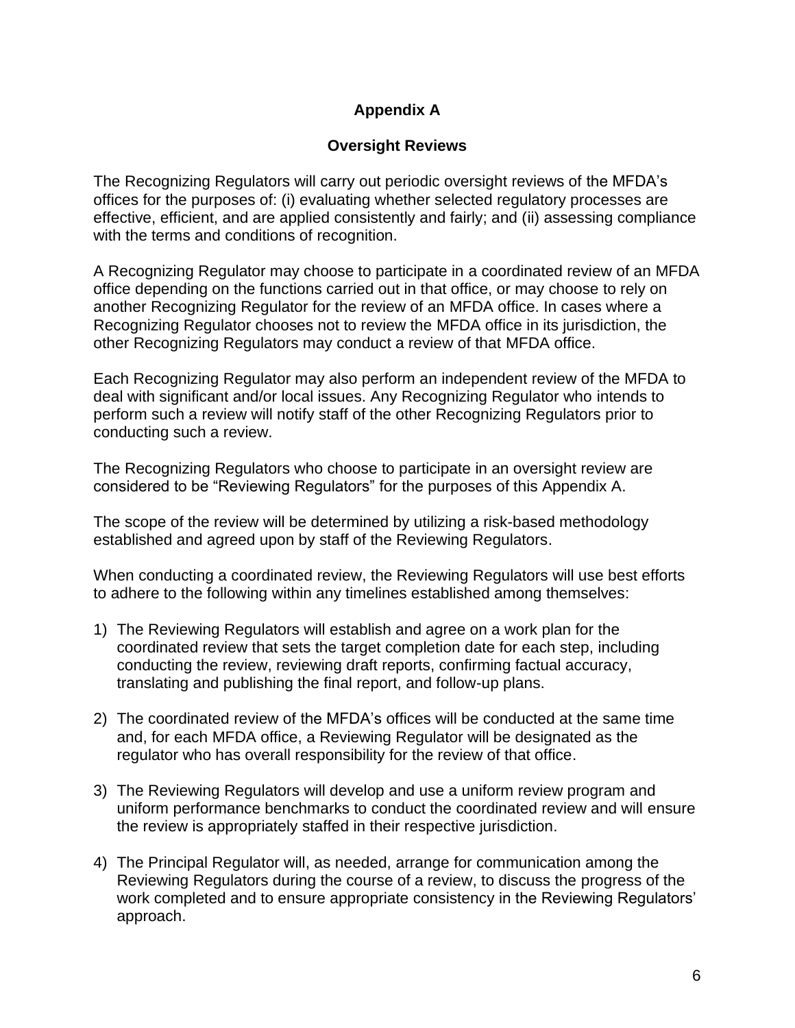## Appendix A

### Oversight Reviews

The Recognizing Regulators will carry out periodic oversight reviews of the MFDA's offices for the purposes of: (i) evaluating whether selected regulatory processes are effective, efficient, and are applied consistently and fairly; and (ii) assessing compliance with the terms and conditions of recognition.

A Recognizing Regulator may choose to participate in a coordinated review of an MFDA office depending on the functions carried out in that office, or may choose to rely on another Recognizing Regulator for the review of an MFDA office. In cases where a Recognizing Regulator chooses not to review the MFDA office in its jurisdiction, the other Recognizing Regulators may conduct a review of that MFDA office.

Each Recognizing Regulator may also perform an independent review of the MFDA to deal with significant and/or local issues. Any Recognizing Regulator who intends to perform such a review will notify staff of the other Recognizing Regulators prior to conducting such a review.

The Recognizing Regulators who choose to participate in an oversight review are considered to be "Reviewing Regulators" for the purposes of this Appendix A.

The scope of the review will be determined by utilizing a risk-based methodology established and agreed upon by staff of the Reviewing Regulators.

When conducting a coordinated review, the Reviewing Regulators will use best efforts to adhere to the following within any timelines established among themselves:

1) The Reviewing Regulators will establish and agree on a work plan for the coordinated review that sets the target completion date for each step, including conducting the review, reviewing draft reports, confirming factual accuracy, translating and publishing the final report, and follow-up plans.

2) The coordinated review of the MFDA's offices will be conducted at the same time and, for each MFDA office, a Reviewing Regulator will be designated as the regulator who has overall responsibility for the review of that office.

3) The Reviewing Regulators will develop and use a uniform review program and uniform performance benchmarks to conduct the coordinated review and will ensure the review is appropriately staffed in their respective jurisdiction.

4) The Principal Regulator will, as needed, arrange for communication among the Reviewing Regulators during the course of a review, to discuss the progress of the work completed and to ensure appropriate consistency in the Reviewing Regulators' approach.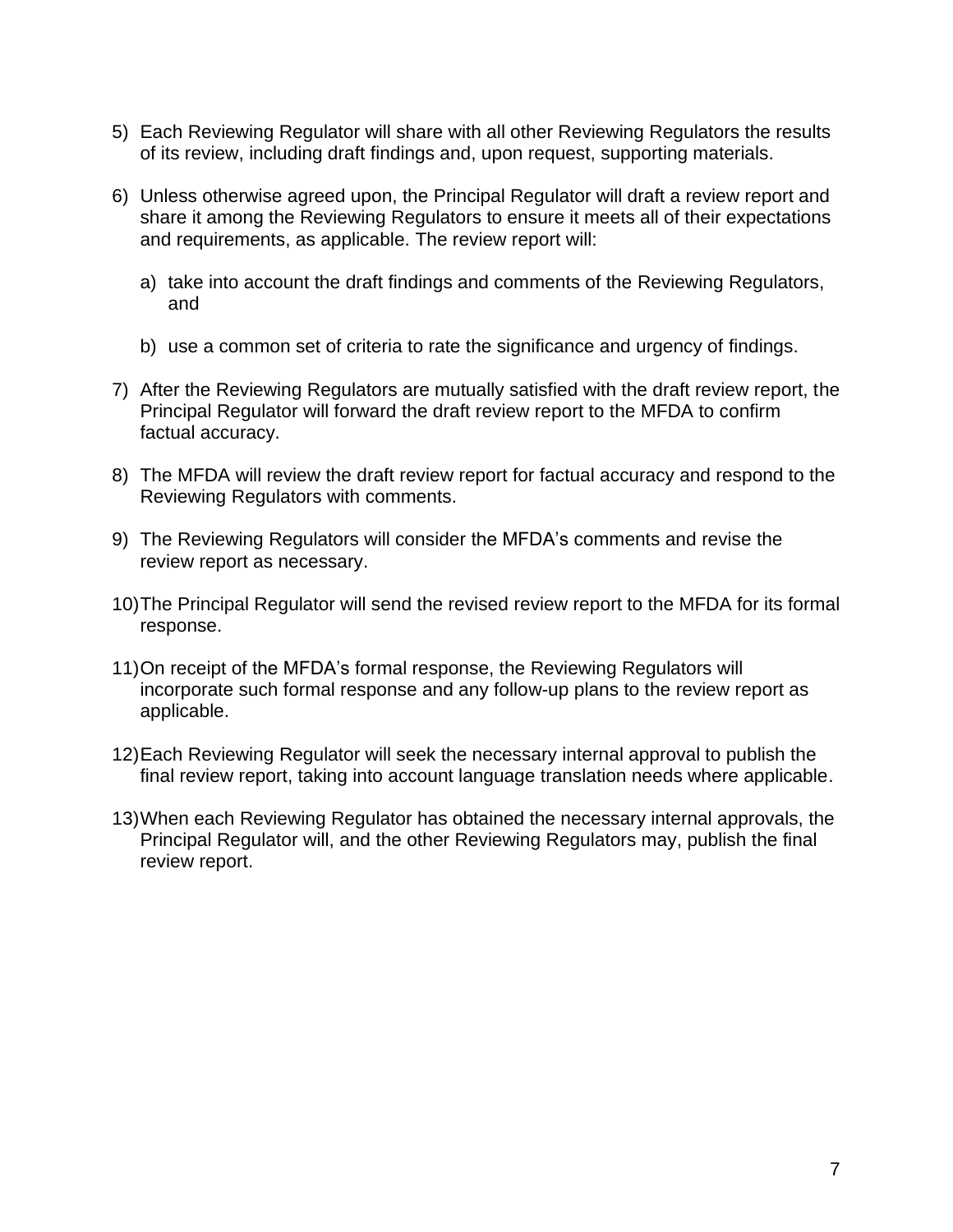5) Each Reviewing Regulator will share with all other Reviewing Regulators the results of its review, including draft findings and, upon request, supporting materials.

6) Unless otherwise agreed upon, the Principal Regulator will draft a review report and share it among the Reviewing Regulators to ensure it meets all of their expectations and requirements, as applicable. The review report will:

   a) take into account the draft findings and comments of the Reviewing Regulators, and

   b) use a common set of criteria to rate the significance and urgency of findings.

7) After the Reviewing Regulators are mutually satisfied with the draft review report, the Principal Regulator will forward the draft review report to the MFDA to confirm factual accuracy.

8) The MFDA will review the draft review report for factual accuracy and respond to the Reviewing Regulators with comments.

9) The Reviewing Regulators will consider the MFDA's comments and revise the review report as necessary.

10) The Principal Regulator will send the revised review report to the MFDA for its formal response.

11) On receipt of the MFDA's formal response, the Reviewing Regulators will incorporate such formal response and any follow-up plans to the review report as applicable.

12) Each Reviewing Regulator will seek the necessary internal approval to publish the final review report, taking into account language translation needs where applicable.

13) When each Reviewing Regulator has obtained the necessary internal approvals, the Principal Regulator will, and the other Reviewing Regulators may, publish the final review report.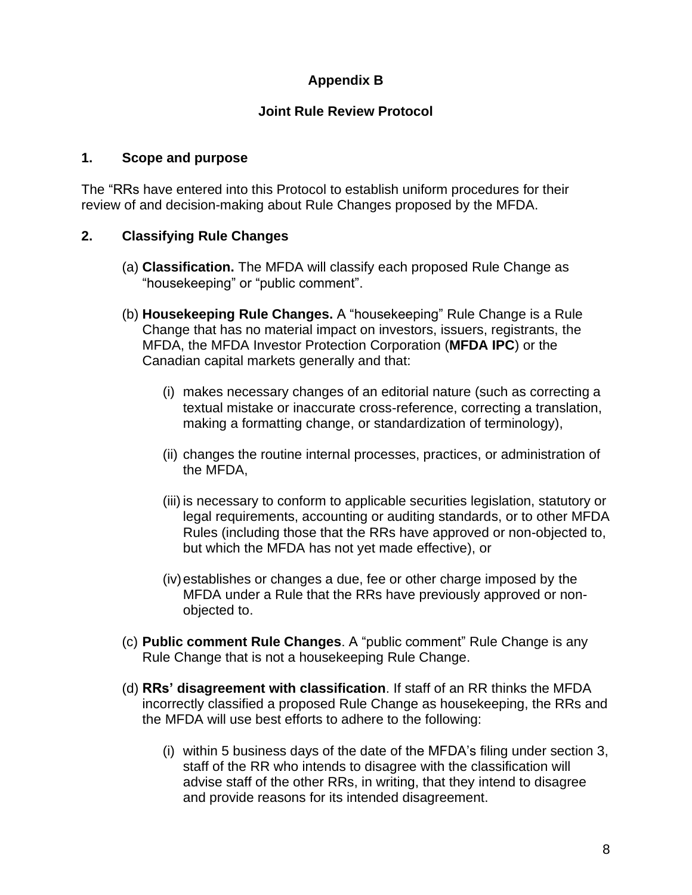**Appendix B**

**Joint Rule Review Protocol**

## 1. Scope and purpose

The "RRs have entered into this Protocol to establish uniform procedures for their review of and decision-making about Rule Changes proposed by the MFDA.

## 2. Classifying Rule Changes

(a) **Classification.** The MFDA will classify each proposed Rule Change as "housekeeping" or "public comment".

(b) **Housekeeping Rule Changes.** A "housekeeping" Rule Change is a Rule Change that has no material impact on investors, issuers, registrants, the MFDA, the MFDA Investor Protection Corporation (**MFDA IPC**) or the Canadian capital markets generally and that:

(i) makes necessary changes of an editorial nature (such as correcting a textual mistake or inaccurate cross-reference, correcting a translation, making a formatting change, or standardization of terminology),

(ii) changes the routine internal processes, practices, or administration of the MFDA,

(iii) is necessary to conform to applicable securities legislation, statutory or legal requirements, accounting or auditing standards, or to other MFDA Rules (including those that the RRs have approved or non-objected to, but which the MFDA has not yet made effective), or

(iv) establishes or changes a due, fee or other charge imposed by the MFDA under a Rule that the RRs have previously approved or non-objected to.

(c) **Public comment Rule Changes**. A "public comment" Rule Change is any Rule Change that is not a housekeeping Rule Change.

(d) **RRs' disagreement with classification**. If staff of an RR thinks the MFDA incorrectly classified a proposed Rule Change as housekeeping, the RRs and the MFDA will use best efforts to adhere to the following:

(i) within 5 business days of the date of the MFDA's filing under section 3, staff of the RR who intends to disagree with the classification will advise staff of the other RRs, in writing, that they intend to disagree and provide reasons for its intended disagreement.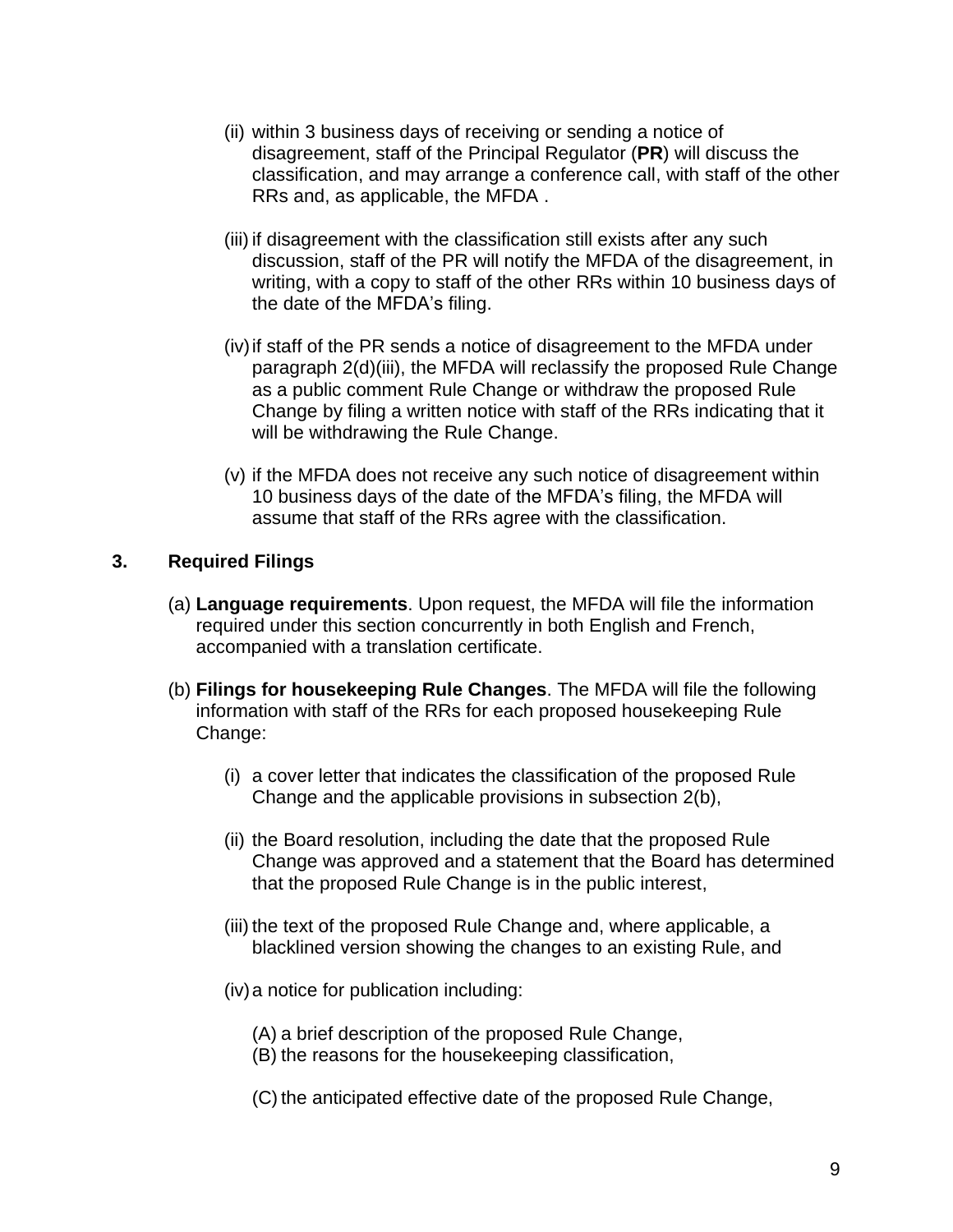(ii) within 3 business days of receiving or sending a notice of disagreement, staff of the Principal Regulator (**PR**) will discuss the classification, and may arrange a conference call, with staff of the other RRs and, as applicable, the MFDA .

(iii) if disagreement with the classification still exists after any such discussion, staff of the PR will notify the MFDA of the disagreement, in writing, with a copy to staff of the other RRs within 10 business days of the date of the MFDA's filing.

(iv) if staff of the PR sends a notice of disagreement to the MFDA under paragraph 2(d)(iii), the MFDA will reclassify the proposed Rule Change as a public comment Rule Change or withdraw the proposed Rule Change by filing a written notice with staff of the RRs indicating that it will be withdrawing the Rule Change.

(v) if the MFDA does not receive any such notice of disagreement within 10 business days of the date of the MFDA's filing, the MFDA will assume that staff of the RRs agree with the classification.

## 3. Required Filings

(a) **Language requirements**. Upon request, the MFDA will file the information required under this section concurrently in both English and French, accompanied with a translation certificate.

(b) **Filings for housekeeping Rule Changes**. The MFDA will file the following information with staff of the RRs for each proposed housekeeping Rule Change:

(i) a cover letter that indicates the classification of the proposed Rule Change and the applicable provisions in subsection 2(b),

(ii) the Board resolution, including the date that the proposed Rule Change was approved and a statement that the Board has determined that the proposed Rule Change is in the public interest,

(iii) the text of the proposed Rule Change and, where applicable, a blacklined version showing the changes to an existing Rule, and

(iv) a notice for publication including:

(A) a brief description of the proposed Rule Change,
(B) the reasons for the housekeeping classification,

(C) the anticipated effective date of the proposed Rule Change,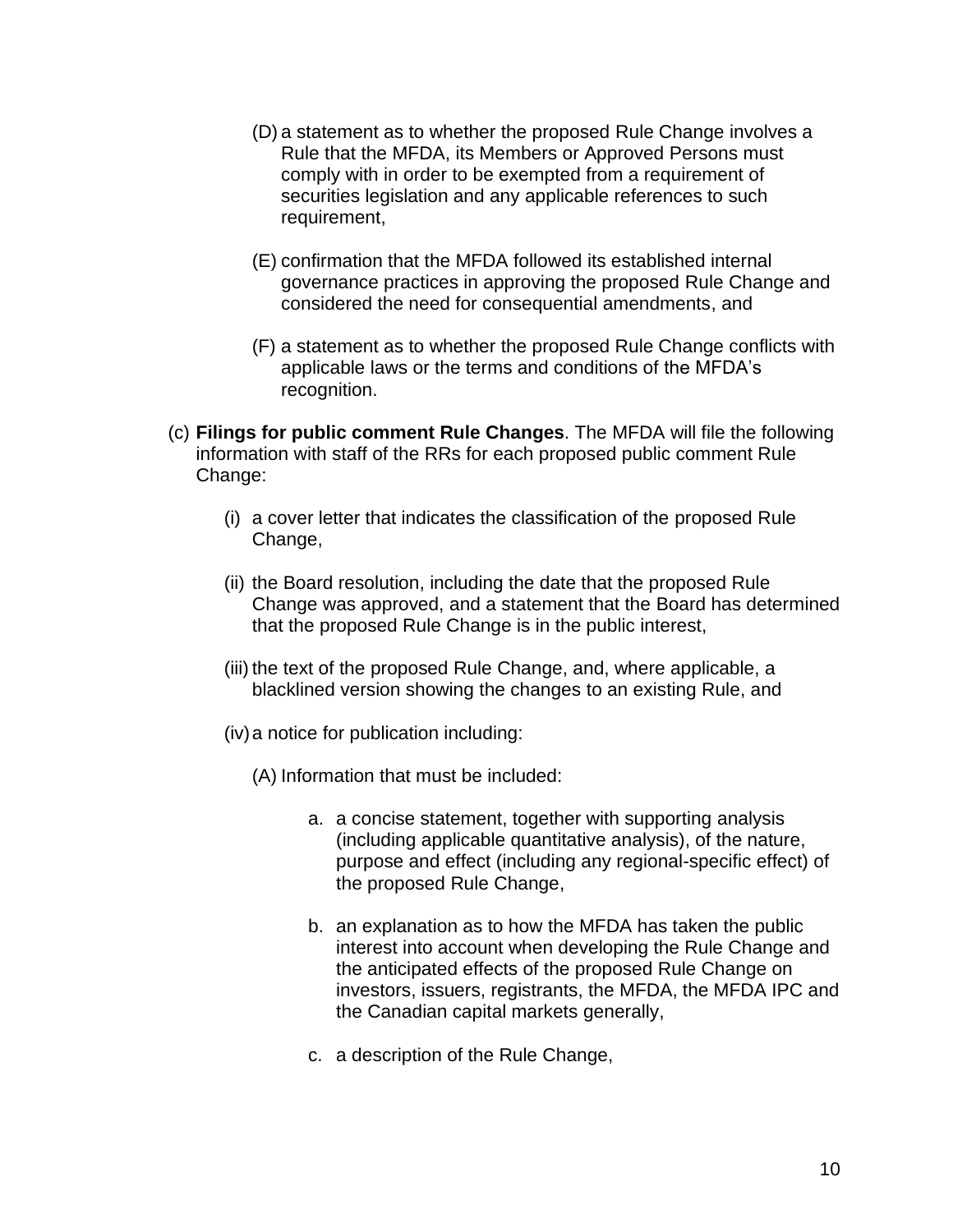(D) a statement as to whether the proposed Rule Change involves a Rule that the MFDA, its Members or Approved Persons must comply with in order to be exempted from a requirement of securities legislation and any applicable references to such requirement,

(E) confirmation that the MFDA followed its established internal governance practices in approving the proposed Rule Change and considered the need for consequential amendments, and

(F) a statement as to whether the proposed Rule Change conflicts with applicable laws or the terms and conditions of the MFDA's recognition.

(c) **Filings for public comment Rule Changes**. The MFDA will file the following information with staff of the RRs for each proposed public comment Rule Change:

(i) a cover letter that indicates the classification of the proposed Rule Change,

(ii) the Board resolution, including the date that the proposed Rule Change was approved, and a statement that the Board has determined that the proposed Rule Change is in the public interest,

(iii) the text of the proposed Rule Change, and, where applicable, a blacklined version showing the changes to an existing Rule, and

(iv) a notice for publication including:

(A) Information that must be included:

a. a concise statement, together with supporting analysis (including applicable quantitative analysis), of the nature, purpose and effect (including any regional-specific effect) of the proposed Rule Change,

b. an explanation as to how the MFDA has taken the public interest into account when developing the Rule Change and the anticipated effects of the proposed Rule Change on investors, issuers, registrants, the MFDA, the MFDA IPC and the Canadian capital markets generally,

c. a description of the Rule Change,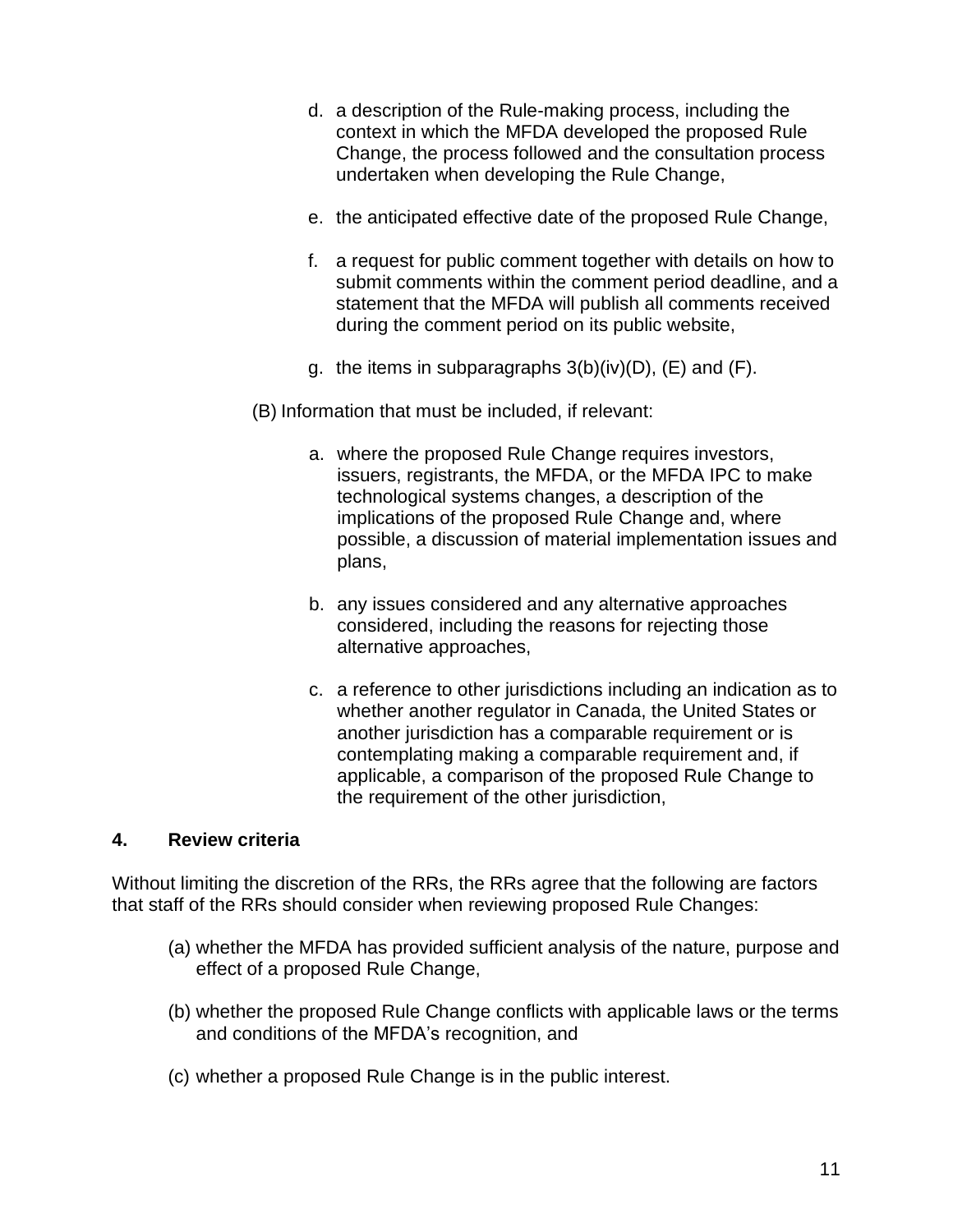d. a description of the Rule-making process, including the context in which the MFDA developed the proposed Rule Change, the process followed and the consultation process undertaken when developing the Rule Change,

e. the anticipated effective date of the proposed Rule Change,

f. a request for public comment together with details on how to submit comments within the comment period deadline, and a statement that the MFDA will publish all comments received during the comment period on its public website,

g. the items in subparagraphs 3(b)(iv)(D), (E) and (F).

(B) Information that must be included, if relevant:

a. where the proposed Rule Change requires investors, issuers, registrants, the MFDA, or the MFDA IPC to make technological systems changes, a description of the implications of the proposed Rule Change and, where possible, a discussion of material implementation issues and plans,

b. any issues considered and any alternative approaches considered, including the reasons for rejecting those alternative approaches,

c. a reference to other jurisdictions including an indication as to whether another regulator in Canada, the United States or another jurisdiction has a comparable requirement or is contemplating making a comparable requirement and, if applicable, a comparison of the proposed Rule Change to the requirement of the other jurisdiction,

## 4. Review criteria

Without limiting the discretion of the RRs, the RRs agree that the following are factors that staff of the RRs should consider when reviewing proposed Rule Changes:

(a) whether the MFDA has provided sufficient analysis of the nature, purpose and effect of a proposed Rule Change,

(b) whether the proposed Rule Change conflicts with applicable laws or the terms and conditions of the MFDA's recognition, and

(c) whether a proposed Rule Change is in the public interest.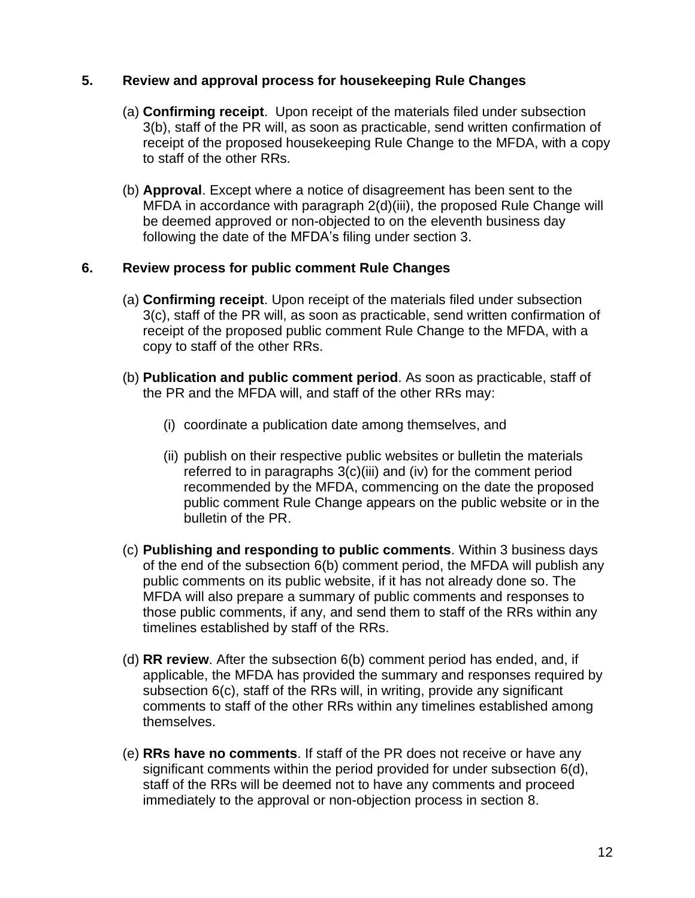## 5. Review and approval process for housekeeping Rule Changes

(a) **Confirming receipt**. Upon receipt of the materials filed under subsection 3(b), staff of the PR will, as soon as practicable, send written confirmation of receipt of the proposed housekeeping Rule Change to the MFDA, with a copy to staff of the other RRs.

(b) **Approval**. Except where a notice of disagreement has been sent to the MFDA in accordance with paragraph 2(d)(iii), the proposed Rule Change will be deemed approved or non-objected to on the eleventh business day following the date of the MFDA's filing under section 3.

## 6. Review process for public comment Rule Changes

(a) **Confirming receipt**. Upon receipt of the materials filed under subsection 3(c), staff of the PR will, as soon as practicable, send written confirmation of receipt of the proposed public comment Rule Change to the MFDA, with a copy to staff of the other RRs.

(b) **Publication and public comment period**. As soon as practicable, staff of the PR and the MFDA will, and staff of the other RRs may:

   (i) coordinate a publication date among themselves, and

   (ii) publish on their respective public websites or bulletin the materials referred to in paragraphs 3(c)(iii) and (iv) for the comment period recommended by the MFDA, commencing on the date the proposed public comment Rule Change appears on the public website or in the bulletin of the PR.

(c) **Publishing and responding to public comments**. Within 3 business days of the end of the subsection 6(b) comment period, the MFDA will publish any public comments on its public website, if it has not already done so. The MFDA will also prepare a summary of public comments and responses to those public comments, if any, and send them to staff of the RRs within any timelines established by staff of the RRs.

(d) **RR review**. After the subsection 6(b) comment period has ended, and, if applicable, the MFDA has provided the summary and responses required by subsection 6(c), staff of the RRs will, in writing, provide any significant comments to staff of the other RRs within any timelines established among themselves.

(e) **RRs have no comments**. If staff of the PR does not receive or have any significant comments within the period provided for under subsection 6(d), staff of the RRs will be deemed not to have any comments and proceed immediately to the approval or non-objection process in section 8.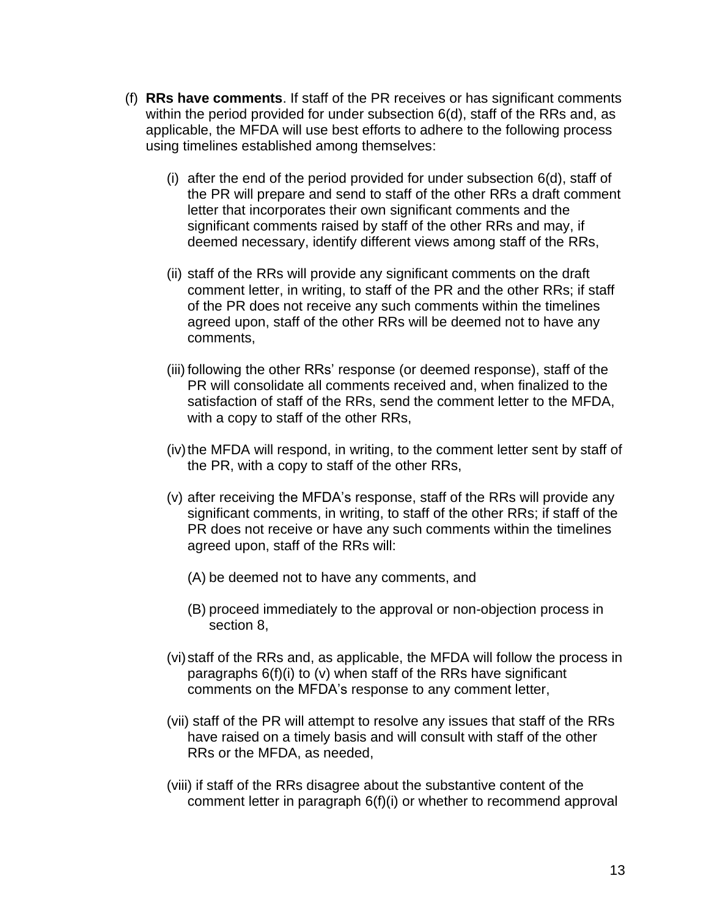(f) **RRs have comments**. If staff of the PR receives or has significant comments within the period provided for under subsection 6(d), staff of the RRs and, as applicable, the MFDA will use best efforts to adhere to the following process using timelines established among themselves:

   (i) after the end of the period provided for under subsection 6(d), staff of the PR will prepare and send to staff of the other RRs a draft comment letter that incorporates their own significant comments and the significant comments raised by staff of the other RRs and may, if deemed necessary, identify different views among staff of the RRs,

   (ii) staff of the RRs will provide any significant comments on the draft comment letter, in writing, to staff of the PR and the other RRs; if staff of the PR does not receive any such comments within the timelines agreed upon, staff of the other RRs will be deemed not to have any comments,

   (iii) following the other RRs' response (or deemed response), staff of the PR will consolidate all comments received and, when finalized to the satisfaction of staff of the RRs, send the comment letter to the MFDA, with a copy to staff of the other RRs,

   (iv) the MFDA will respond, in writing, to the comment letter sent by staff of the PR, with a copy to staff of the other RRs,

   (v) after receiving the MFDA's response, staff of the RRs will provide any significant comments, in writing, to staff of the other RRs; if staff of the PR does not receive or have any such comments within the timelines agreed upon, staff of the RRs will:

      (A) be deemed not to have any comments, and

      (B) proceed immediately to the approval or non-objection process in section 8,

   (vi) staff of the RRs and, as applicable, the MFDA will follow the process in paragraphs 6(f)(i) to (v) when staff of the RRs have significant comments on the MFDA's response to any comment letter,

   (vii) staff of the PR will attempt to resolve any issues that staff of the RRs have raised on a timely basis and will consult with staff of the other RRs or the MFDA, as needed,

   (viii) if staff of the RRs disagree about the substantive content of the comment letter in paragraph 6(f)(i) or whether to recommend approval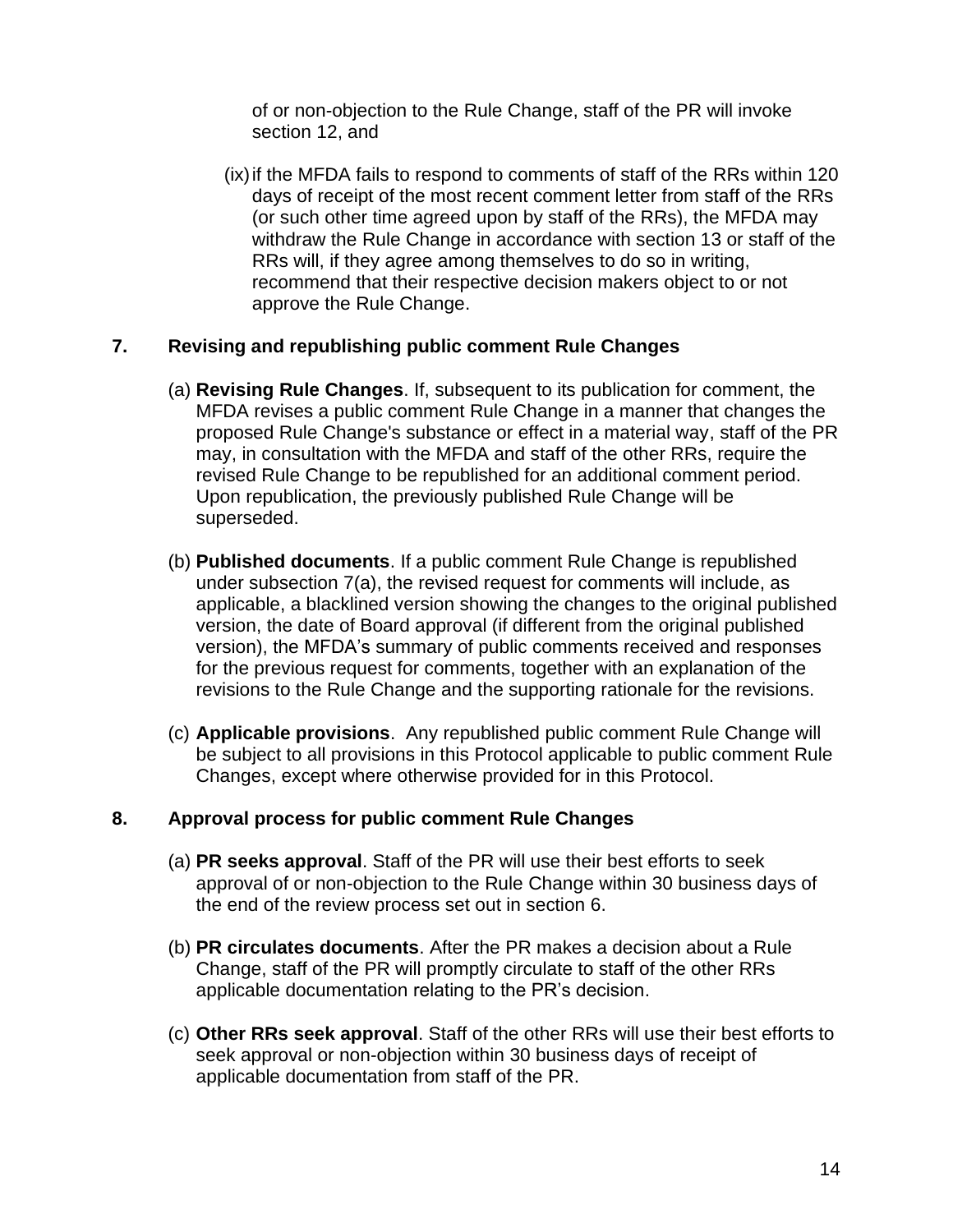of or non-objection to the Rule Change, staff of the PR will invoke section 12, and

(ix) if the MFDA fails to respond to comments of staff of the RRs within 120 days of receipt of the most recent comment letter from staff of the RRs (or such other time agreed upon by staff of the RRs), the MFDA may withdraw the Rule Change in accordance with section 13 or staff of the RRs will, if they agree among themselves to do so in writing, recommend that their respective decision makers object to or not approve the Rule Change.

## 7. Revising and republishing public comment Rule Changes

(a) **Revising Rule Changes**. If, subsequent to its publication for comment, the MFDA revises a public comment Rule Change in a manner that changes the proposed Rule Change's substance or effect in a material way, staff of the PR may, in consultation with the MFDA and staff of the other RRs, require the revised Rule Change to be republished for an additional comment period. Upon republication, the previously published Rule Change will be superseded.

(b) **Published documents**. If a public comment Rule Change is republished under subsection 7(a), the revised request for comments will include, as applicable, a blacklined version showing the changes to the original published version, the date of Board approval (if different from the original published version), the MFDA's summary of public comments received and responses for the previous request for comments, together with an explanation of the revisions to the Rule Change and the supporting rationale for the revisions.

(c) **Applicable provisions**. Any republished public comment Rule Change will be subject to all provisions in this Protocol applicable to public comment Rule Changes, except where otherwise provided for in this Protocol.

## 8. Approval process for public comment Rule Changes

(a) **PR seeks approval**. Staff of the PR will use their best efforts to seek approval of or non-objection to the Rule Change within 30 business days of the end of the review process set out in section 6.

(b) **PR circulates documents**. After the PR makes a decision about a Rule Change, staff of the PR will promptly circulate to staff of the other RRs applicable documentation relating to the PR's decision.

(c) **Other RRs seek approval**. Staff of the other RRs will use their best efforts to seek approval or non-objection within 30 business days of receipt of applicable documentation from staff of the PR.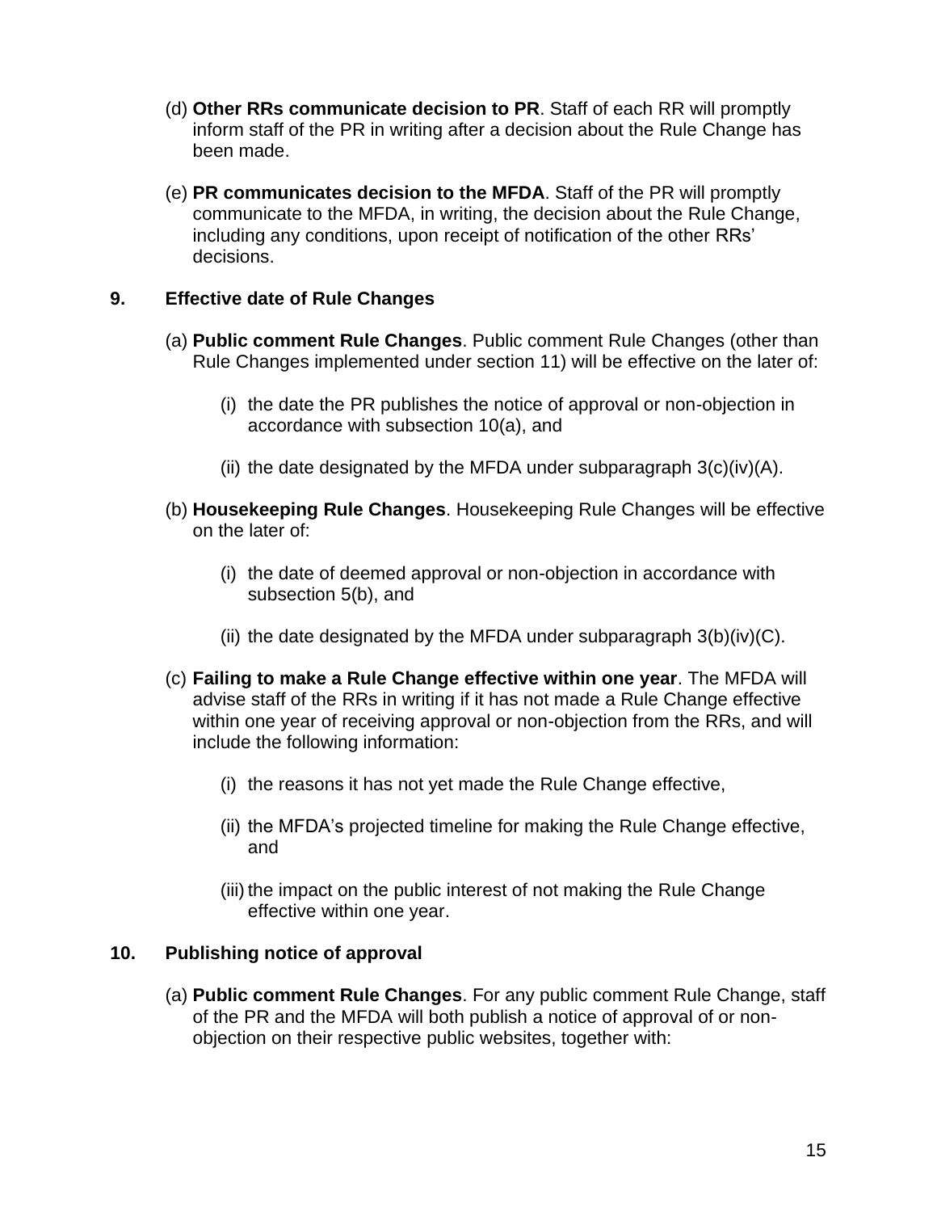(d) **Other RRs communicate decision to PR**. Staff of each RR will promptly inform staff of the PR in writing after a decision about the Rule Change has been made.

(e) **PR communicates decision to the MFDA**. Staff of the PR will promptly communicate to the MFDA, in writing, the decision about the Rule Change, including any conditions, upon receipt of notification of the other RRs' decisions.

## 9. Effective date of Rule Changes

(a) **Public comment Rule Changes**. Public comment Rule Changes (other than Rule Changes implemented under section 11) will be effective on the later of:

- (i) the date the PR publishes the notice of approval or non-objection in accordance with subsection 10(a), and
- (ii) the date designated by the MFDA under subparagraph 3(c)(iv)(A).

(b) **Housekeeping Rule Changes**. Housekeeping Rule Changes will be effective on the later of:

- (i) the date of deemed approval or non-objection in accordance with subsection 5(b), and
- (ii) the date designated by the MFDA under subparagraph 3(b)(iv)(C).

(c) **Failing to make a Rule Change effective within one year**. The MFDA will advise staff of the RRs in writing if it has not made a Rule Change effective within one year of receiving approval or non-objection from the RRs, and will include the following information:

- (i) the reasons it has not yet made the Rule Change effective,
- (ii) the MFDA's projected timeline for making the Rule Change effective, and
- (iii) the impact on the public interest of not making the Rule Change effective within one year.

## 10. Publishing notice of approval

(a) **Public comment Rule Changes**. For any public comment Rule Change, staff of the PR and the MFDA will both publish a notice of approval of or non-objection on their respective public websites, together with: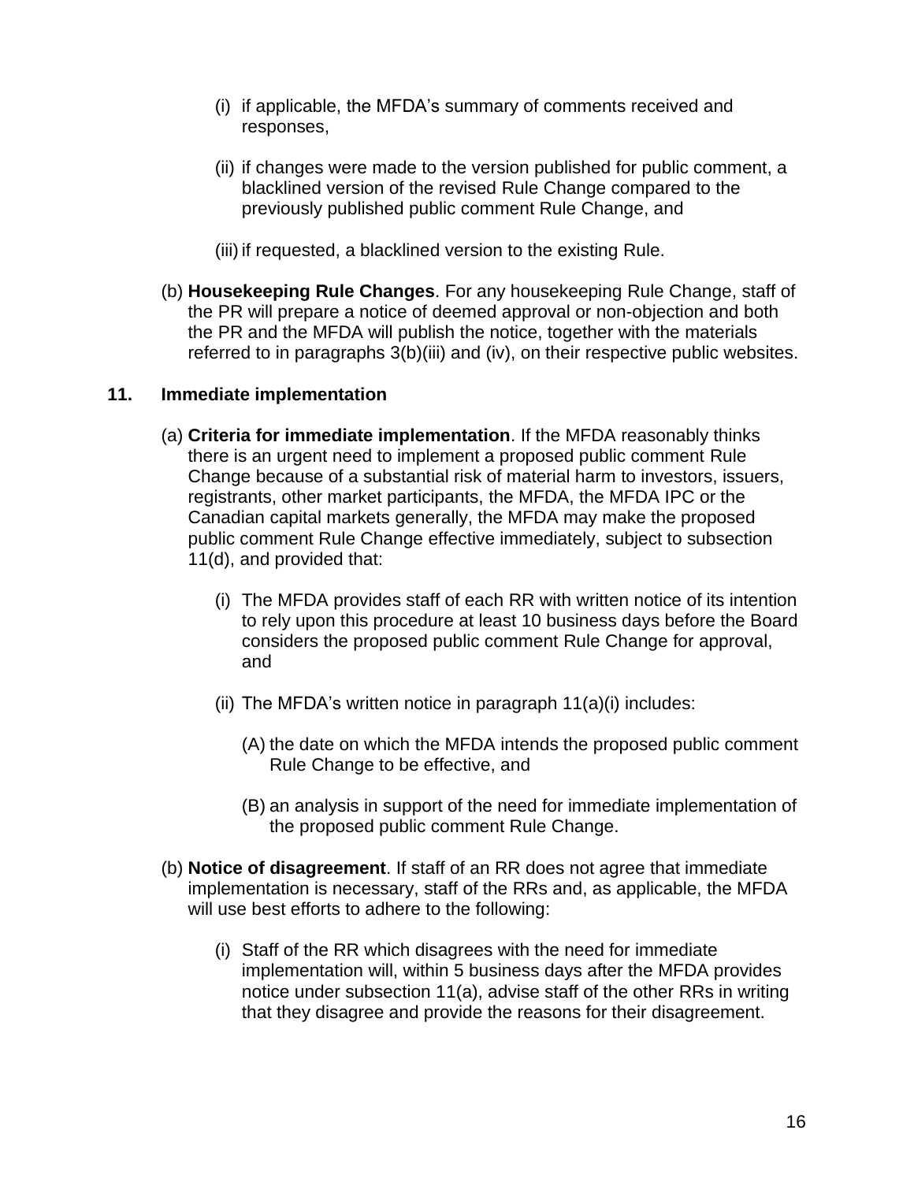(i) if applicable, the MFDA's summary of comments received and responses,

(ii) if changes were made to the version published for public comment, a blacklined version of the revised Rule Change compared to the previously published public comment Rule Change, and

(iii) if requested, a blacklined version to the existing Rule.

(b) **Housekeeping Rule Changes**. For any housekeeping Rule Change, staff of the PR will prepare a notice of deemed approval or non-objection and both the PR and the MFDA will publish the notice, together with the materials referred to in paragraphs 3(b)(iii) and (iv), on their respective public websites.

**11. Immediate implementation**

(a) **Criteria for immediate implementation**. If the MFDA reasonably thinks there is an urgent need to implement a proposed public comment Rule Change because of a substantial risk of material harm to investors, issuers, registrants, other market participants, the MFDA, the MFDA IPC or the Canadian capital markets generally, the MFDA may make the proposed public comment Rule Change effective immediately, subject to subsection 11(d), and provided that:

(i) The MFDA provides staff of each RR with written notice of its intention to rely upon this procedure at least 10 business days before the Board considers the proposed public comment Rule Change for approval, and

(ii) The MFDA's written notice in paragraph 11(a)(i) includes:

(A) the date on which the MFDA intends the proposed public comment Rule Change to be effective, and

(B) an analysis in support of the need for immediate implementation of the proposed public comment Rule Change.

(b) **Notice of disagreement**. If staff of an RR does not agree that immediate implementation is necessary, staff of the RRs and, as applicable, the MFDA will use best efforts to adhere to the following:

(i) Staff of the RR which disagrees with the need for immediate implementation will, within 5 business days after the MFDA provides notice under subsection 11(a), advise staff of the other RRs in writing that they disagree and provide the reasons for their disagreement.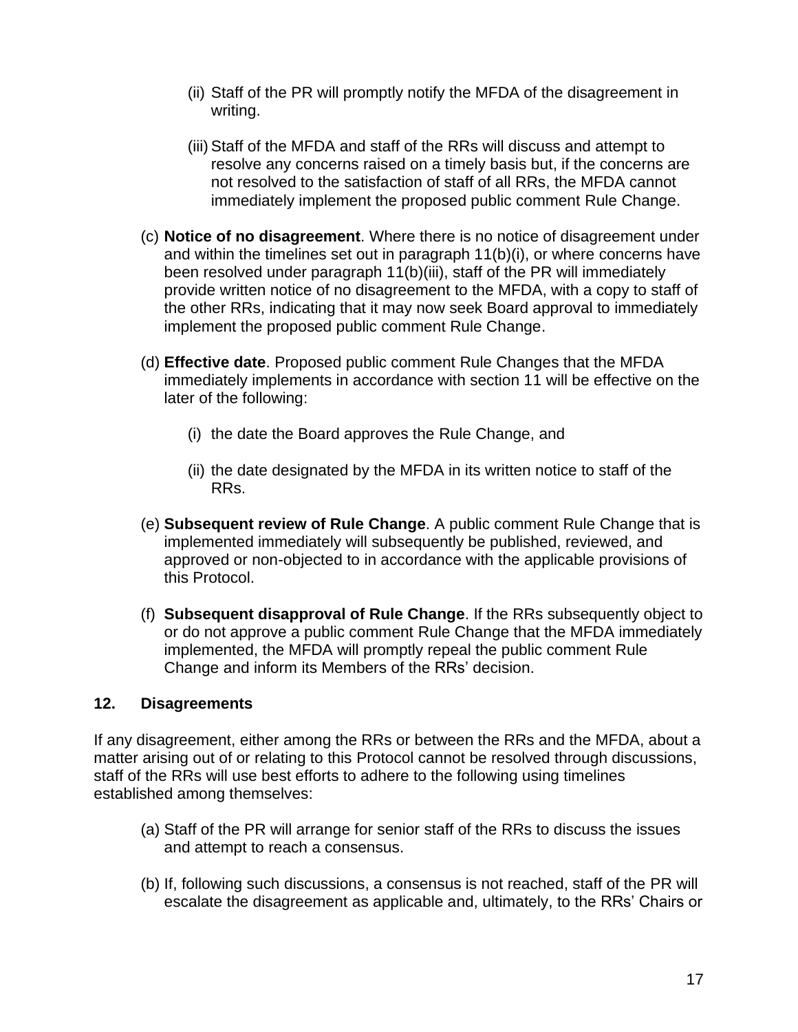(ii) Staff of the PR will promptly notify the MFDA of the disagreement in writing.

(iii) Staff of the MFDA and staff of the RRs will discuss and attempt to resolve any concerns raised on a timely basis but, if the concerns are not resolved to the satisfaction of staff of all RRs, the MFDA cannot immediately implement the proposed public comment Rule Change.

(c) **Notice of no disagreement**. Where there is no notice of disagreement under and within the timelines set out in paragraph 11(b)(i), or where concerns have been resolved under paragraph 11(b)(iii), staff of the PR will immediately provide written notice of no disagreement to the MFDA, with a copy to staff of the other RRs, indicating that it may now seek Board approval to immediately implement the proposed public comment Rule Change.

(d) **Effective date**. Proposed public comment Rule Changes that the MFDA immediately implements in accordance with section 11 will be effective on the later of the following:

(i) the date the Board approves the Rule Change, and

(ii) the date designated by the MFDA in its written notice to staff of the RRs.

(e) **Subsequent review of Rule Change**. A public comment Rule Change that is implemented immediately will subsequently be published, reviewed, and approved or non-objected to in accordance with the applicable provisions of this Protocol.

(f) **Subsequent disapproval of Rule Change**. If the RRs subsequently object to or do not approve a public comment Rule Change that the MFDA immediately implemented, the MFDA will promptly repeal the public comment Rule Change and inform its Members of the RRs' decision.

## 12. Disagreements

If any disagreement, either among the RRs or between the RRs and the MFDA, about a matter arising out of or relating to this Protocol cannot be resolved through discussions, staff of the RRs will use best efforts to adhere to the following using timelines established among themselves:

(a) Staff of the PR will arrange for senior staff of the RRs to discuss the issues and attempt to reach a consensus.

(b) If, following such discussions, a consensus is not reached, staff of the PR will escalate the disagreement as applicable and, ultimately, to the RRs' Chairs or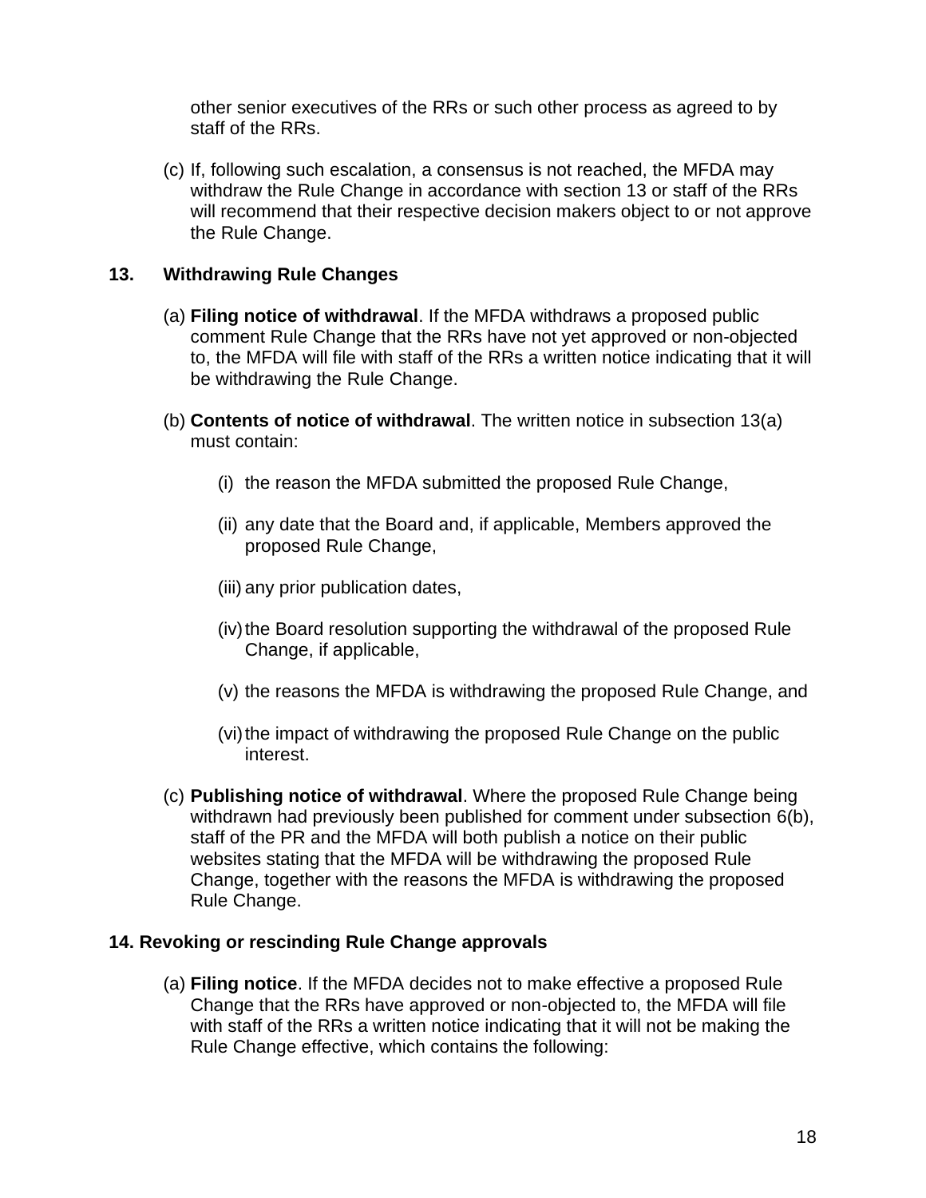other senior executives of the RRs or such other process as agreed to by staff of the RRs.

(c) If, following such escalation, a consensus is not reached, the MFDA may withdraw the Rule Change in accordance with section 13 or staff of the RRs will recommend that their respective decision makers object to or not approve the Rule Change.

## 13. Withdrawing Rule Changes

(a) **Filing notice of withdrawal**. If the MFDA withdraws a proposed public comment Rule Change that the RRs have not yet approved or non-objected to, the MFDA will file with staff of the RRs a written notice indicating that it will be withdrawing the Rule Change.

(b) **Contents of notice of withdrawal**. The written notice in subsection 13(a) must contain:

(i) the reason the MFDA submitted the proposed Rule Change,

(ii) any date that the Board and, if applicable, Members approved the proposed Rule Change,

(iii) any prior publication dates,

(iv) the Board resolution supporting the withdrawal of the proposed Rule Change, if applicable,

(v) the reasons the MFDA is withdrawing the proposed Rule Change, and

(vi) the impact of withdrawing the proposed Rule Change on the public interest.

(c) **Publishing notice of withdrawal**. Where the proposed Rule Change being withdrawn had previously been published for comment under subsection 6(b), staff of the PR and the MFDA will both publish a notice on their public websites stating that the MFDA will be withdrawing the proposed Rule Change, together with the reasons the MFDA is withdrawing the proposed Rule Change.

## 14. Revoking or rescinding Rule Change approvals

(a) **Filing notice**. If the MFDA decides not to make effective a proposed Rule Change that the RRs have approved or non-objected to, the MFDA will file with staff of the RRs a written notice indicating that it will not be making the Rule Change effective, which contains the following: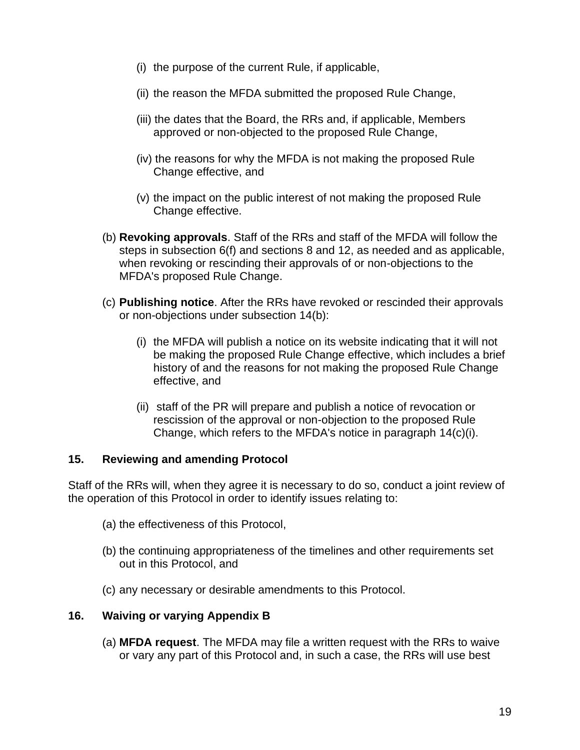(i) the purpose of the current Rule, if applicable,

(ii) the reason the MFDA submitted the proposed Rule Change,

(iii) the dates that the Board, the RRs and, if applicable, Members approved or non-objected to the proposed Rule Change,

(iv) the reasons for why the MFDA is not making the proposed Rule Change effective, and

(v) the impact on the public interest of not making the proposed Rule Change effective.

(b) **Revoking approvals**. Staff of the RRs and staff of the MFDA will follow the steps in subsection 6(f) and sections 8 and 12, as needed and as applicable, when revoking or rescinding their approvals of or non-objections to the MFDA's proposed Rule Change.

(c) **Publishing notice**. After the RRs have revoked or rescinded their approvals or non-objections under subsection 14(b):

(i) the MFDA will publish a notice on its website indicating that it will not be making the proposed Rule Change effective, which includes a brief history of and the reasons for not making the proposed Rule Change effective, and

(ii) staff of the PR will prepare and publish a notice of revocation or rescission of the approval or non-objection to the proposed Rule Change, which refers to the MFDA's notice in paragraph 14(c)(i).

## 15. Reviewing and amending Protocol

Staff of the RRs will, when they agree it is necessary to do so, conduct a joint review of the operation of this Protocol in order to identify issues relating to:

(a) the effectiveness of this Protocol,

(b) the continuing appropriateness of the timelines and other requirements set out in this Protocol, and

(c) any necessary or desirable amendments to this Protocol.

## 16. Waiving or varying Appendix B

(a) **MFDA request**. The MFDA may file a written request with the RRs to waive or vary any part of this Protocol and, in such a case, the RRs will use best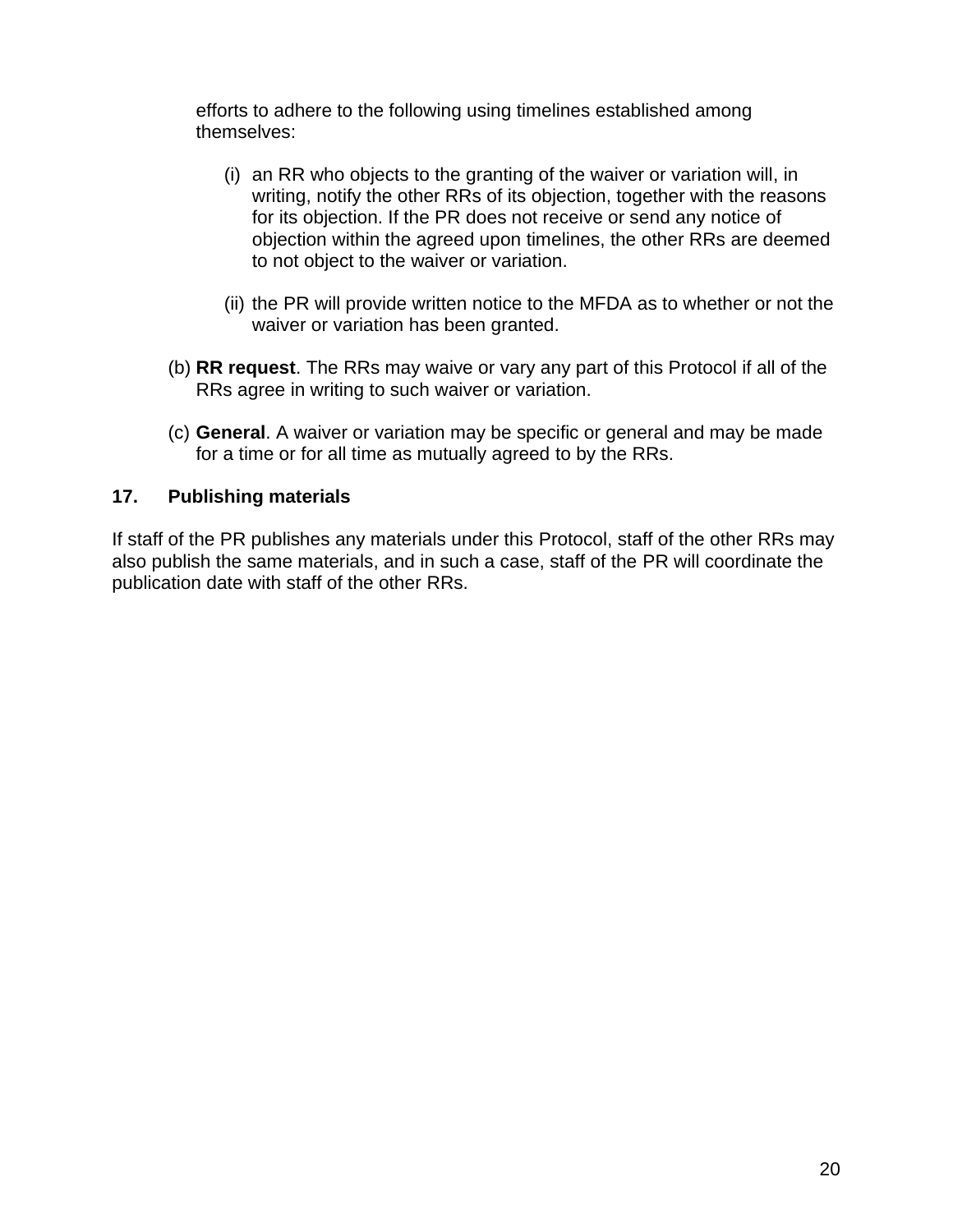efforts to adhere to the following using timelines established among themselves:

(i) an RR who objects to the granting of the waiver or variation will, in writing, notify the other RRs of its objection, together with the reasons for its objection. If the PR does not receive or send any notice of objection within the agreed upon timelines, the other RRs are deemed to not object to the waiver or variation.

(ii) the PR will provide written notice to the MFDA as to whether or not the waiver or variation has been granted.

(b) **RR request**. The RRs may waive or vary any part of this Protocol if all of the RRs agree in writing to such waiver or variation.

(c) **General**. A waiver or variation may be specific or general and may be made for a time or for all time as mutually agreed to by the RRs.

## 17. Publishing materials

If staff of the PR publishes any materials under this Protocol, staff of the other RRs may also publish the same materials, and in such a case, staff of the PR will coordinate the publication date with staff of the other RRs.